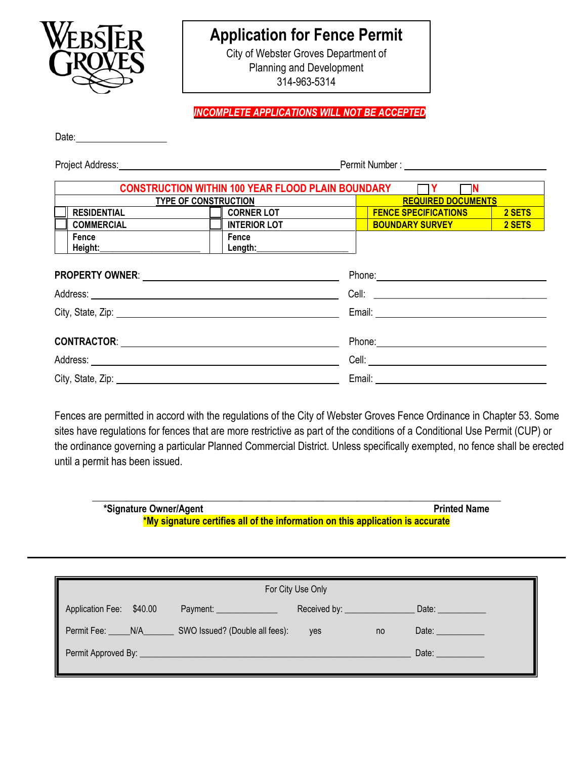WEBSTER GROVES

# Application for Fence Permit

City of Webster Groves Department of Planning and Development

314-963-5314

***INCOMPLETE APPLICATIONS WILL NOT BE ACCEPTED***

Date: ____________________

Project Address: ____________________________________________ Permit Number : ______________________________

| **CONSTRUCTION WITHIN 100 YEAR FLOOD PLAIN BOUNDARY** ☐ **Y** ☐ **N** | | | |
|---|---|---|---|
| **TYPE OF CONSTRUCTION** | | **REQUIRED DOCUMENTS** | |
| ☐ **RESIDENTIAL** | ☐ **CORNER LOT** | **FENCE SPECIFICATIONS** | **2 SETS** |
| ☐ **COMMERCIAL** | ☐ **INTERIOR LOT** | **BOUNDARY SURVEY** | **2 SETS** |
| **Fence Height:** ____________________ | **Fence Length:** ____________________ | | |

**PROPERTY OWNER**: ____________________________________________ Phone: ______________________________

Address: ____________________________________________ Cell: ______________________________

City, State, Zip: ____________________________________________ Email: ______________________________

**CONTRACTOR**: ____________________________________________ Phone: ______________________________

Address: ____________________________________________ Cell: ______________________________

City, State, Zip: ____________________________________________ Email: ______________________________

Fences are permitted in accord with the regulations of the City of Webster Groves Fence Ordinance in Chapter 53. Some sites have regulations for fences that are more restrictive as part of the conditions of a Conditional Use Permit (CUP) or the ordinance governing a particular Planned Commercial District. Unless specifically exempted, no fence shall be erected until a permit has been issued.

______________________________________________________________________________

**\*Signature Owner/Agent** **Printed Name**

**\*My signature certifies all of the information on this application is accurate**

---

For City Use Only

Application Fee: $40.00 Payment: ______________ Received by: ________________ Date: ___________

Permit Fee: _____N/A_______ SWO Issued? (Double all fees): yes no Date: ___________

Permit Approved By: ______________________________________________________________ Date: ___________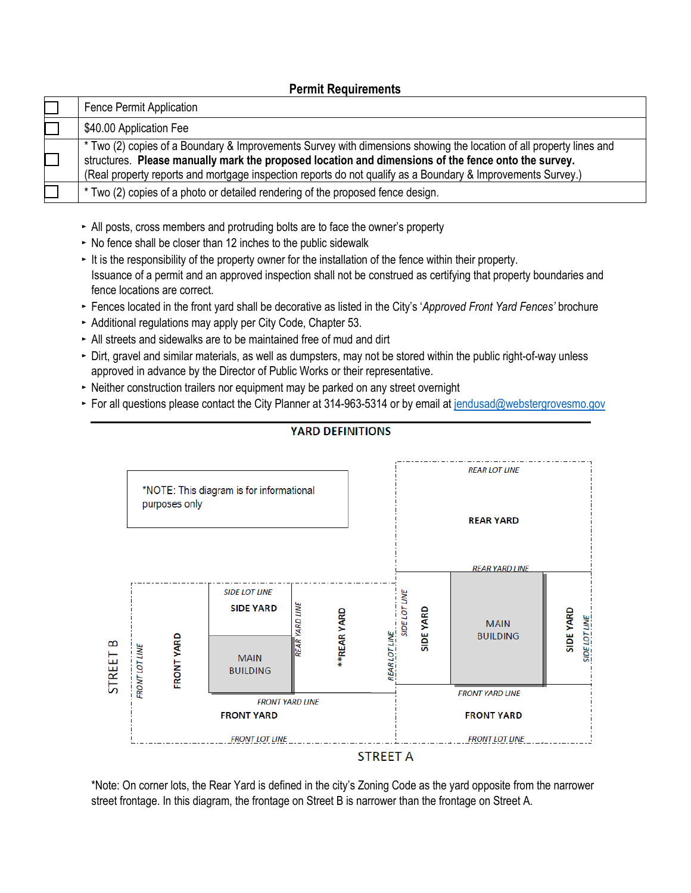## Permit Requirements

| | |
|---|---|
| ☐ | Fence Permit Application |
| ☐ | $40.00 Application Fee |
| ☐ | * Two (2) copies of a Boundary & Improvements Survey with dimensions showing the location of all property lines and structures. **Please manually mark the proposed location and dimensions of the fence onto the survey.** (Real property reports and mortgage inspection reports do not qualify as a Boundary & Improvements Survey.) |
| ☐ | * Two (2) copies of a photo or detailed rendering of the proposed fence design. |

- All posts, cross members and protruding bolts are to face the owner's property
- No fence shall be closer than 12 inches to the public sidewalk
- It is the responsibility of the property owner for the installation of the fence within their property. Issuance of a permit and an approved inspection shall not be construed as certifying that property boundaries and fence locations are correct.
- Fences located in the front yard shall be decorative as listed in the City's '*Approved Front Yard Fences'* brochure
- Additional regulations may apply per City Code, Chapter 53.
- All streets and sidewalks are to be maintained free of mud and dirt
- Dirt, gravel and similar materials, as well as dumpsters, may not be stored within the public right-of-way unless approved in advance by the Director of Public Works or their representative.
- Neither construction trailers nor equipment may be parked on any street overnight
- For all questions please contact the City Planner at 314-963-5314 or by email at jendusad@webstergrovesmo.gov

## YARD DEFINITIONS

*NOTE: This diagram is for informational purposes only

REAR LOT LINE
REAR YARD
REAR YARD LINE
SIDE LOT LINE
SIDE YARD
MAIN BUILDING
REAR YARD LINE
**REAR YARD
REAR LOT LINE
SIDE LOT LINE
SIDE YARD
MAIN BUILDING
SIDE YARD
SIDE LOT LINE
STREET B
FRONT LOT LINE
FRONT YARD
FRONT YARD LINE
FRONT YARD
FRONT YARD LINE
FRONT YARD
FRONT LOT LINE
FRONT LOT LINE
STREET A

*Note: On corner lots, the Rear Yard is defined in the city's Zoning Code as the yard opposite from the narrower street frontage. In this diagram, the frontage on Street B is narrower than the frontage on Street A.